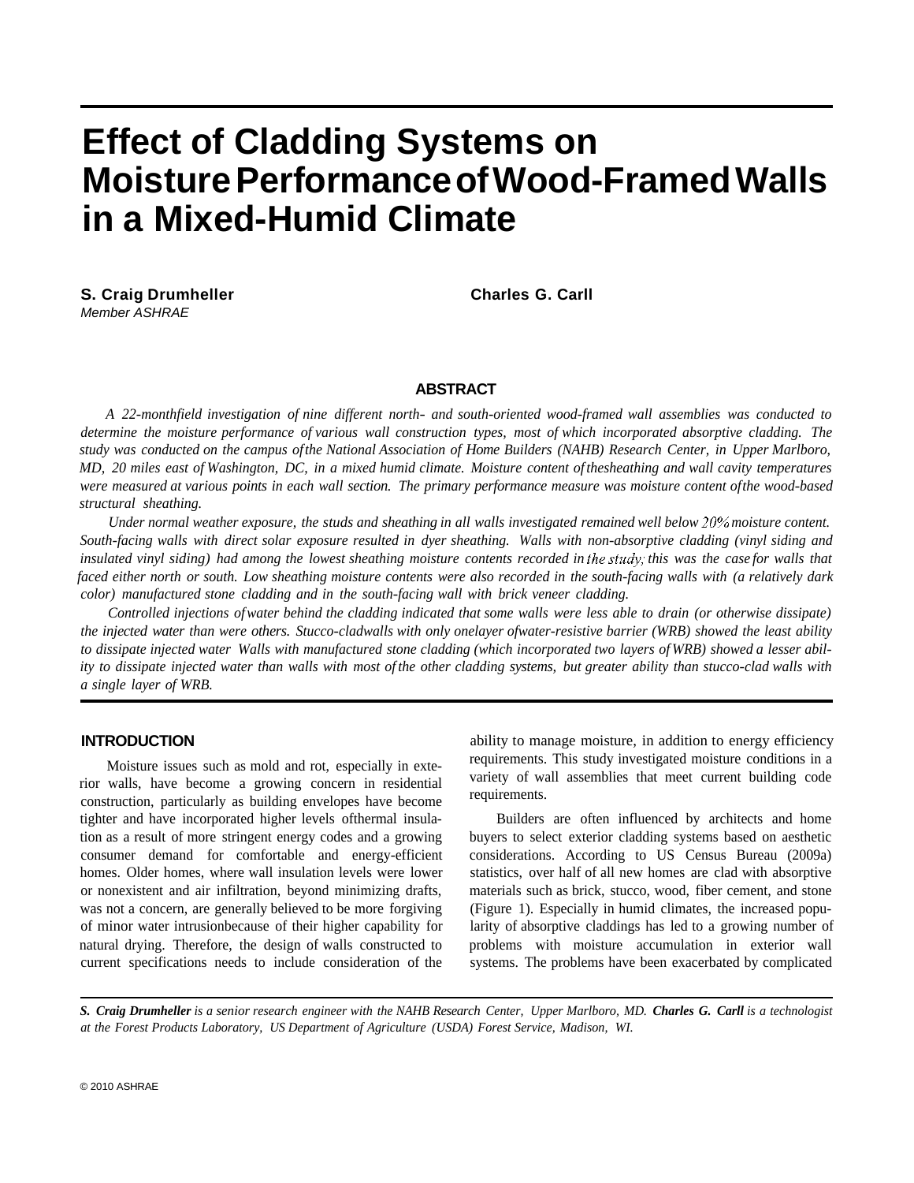# Effect of Cladding Systems on Moisture Performance of Wood-Framed Walls in a Mixed-Humid Climate

**S. Craig Drumheller**
*Member ASHRAE*

**Charles G. Carll**

## ABSTRACT

*A 22-monthfield investigation of nine different north- and south-oriented wood-framed wall assemblies was conducted to determine the moisture performance of various wall construction types, most of which incorporated absorptive cladding. The study was conducted on the campus of the National Association of Home Builders (NAHB) Research Center, in Upper Marlboro, MD, 20 miles east of Washington, DC, in a mixed humid climate. Moisture content of thesheathing and wall cavity temperatures were measured at various points in each wall section. The primary performance measure was moisture content of the wood-based structural sheathing.*

*Under normal weather exposure, the studs and sheathing in all walls investigated remained well below 20% moisture content. South-facing walls with direct solar exposure resulted in dyer sheathing. Walls with non-absorptive cladding (vinyl siding and insulated vinyl siding) had among the lowest sheathing moisture contents recorded in the study; this was the case for walls that faced either north or south. Low sheathing moisture contents were also recorded in the south-facing walls with (a relatively dark color) manufactured stone cladding and in the south-facing wall with brick veneer cladding.*

*Controlled injections of water behind the cladding indicated that some walls were less able to drain (or otherwise dissipate) the injected water than were others. Stucco-cladwalls with only onelayer ofwater-resistive barrier (WRB) showed the least ability to dissipate injected water Walls with manufactured stone cladding (which incorporated two layers of WRB) showed a lesser ability to dissipate injected water than walls with most of the other cladding systems, but greater ability than stucco-clad walls with a single layer of WRB.*

## INTRODUCTION

Moisture issues such as mold and rot, especially in exterior walls, have become a growing concern in residential construction, particularly as building envelopes have become tighter and have incorporated higher levels ofthermal insulation as a result of more stringent energy codes and a growing consumer demand for comfortable and energy-efficient homes. Older homes, where wall insulation levels were lower or nonexistent and air infiltration, beyond minimizing drafts, was not a concern, are generally believed to be more forgiving of minor water intrusionbecause of their higher capability for natural drying. Therefore, the design of walls constructed to current specifications needs to include consideration of the ability to manage moisture, in addition to energy efficiency requirements. This study investigated moisture conditions in a variety of wall assemblies that meet current building code requirements.

Builders are often influenced by architects and home buyers to select exterior cladding systems based on aesthetic considerations. According to US Census Bureau (2009a) statistics, over half of all new homes are clad with absorptive materials such as brick, stucco, wood, fiber cement, and stone (Figure 1). Especially in humid climates, the increased popularity of absorptive claddings has led to a growing number of problems with moisture accumulation in exterior wall systems. The problems have been exacerbated by complicated

*__S. Craig Drumheller__ is a senior research engineer with the NAHB Research Center, Upper Marlboro, MD. __Charles G. Carll__ is a technologist at the Forest Products Laboratory, US Department of Agriculture (USDA) Forest Service, Madison, WI.*

© 2010 ASHRAE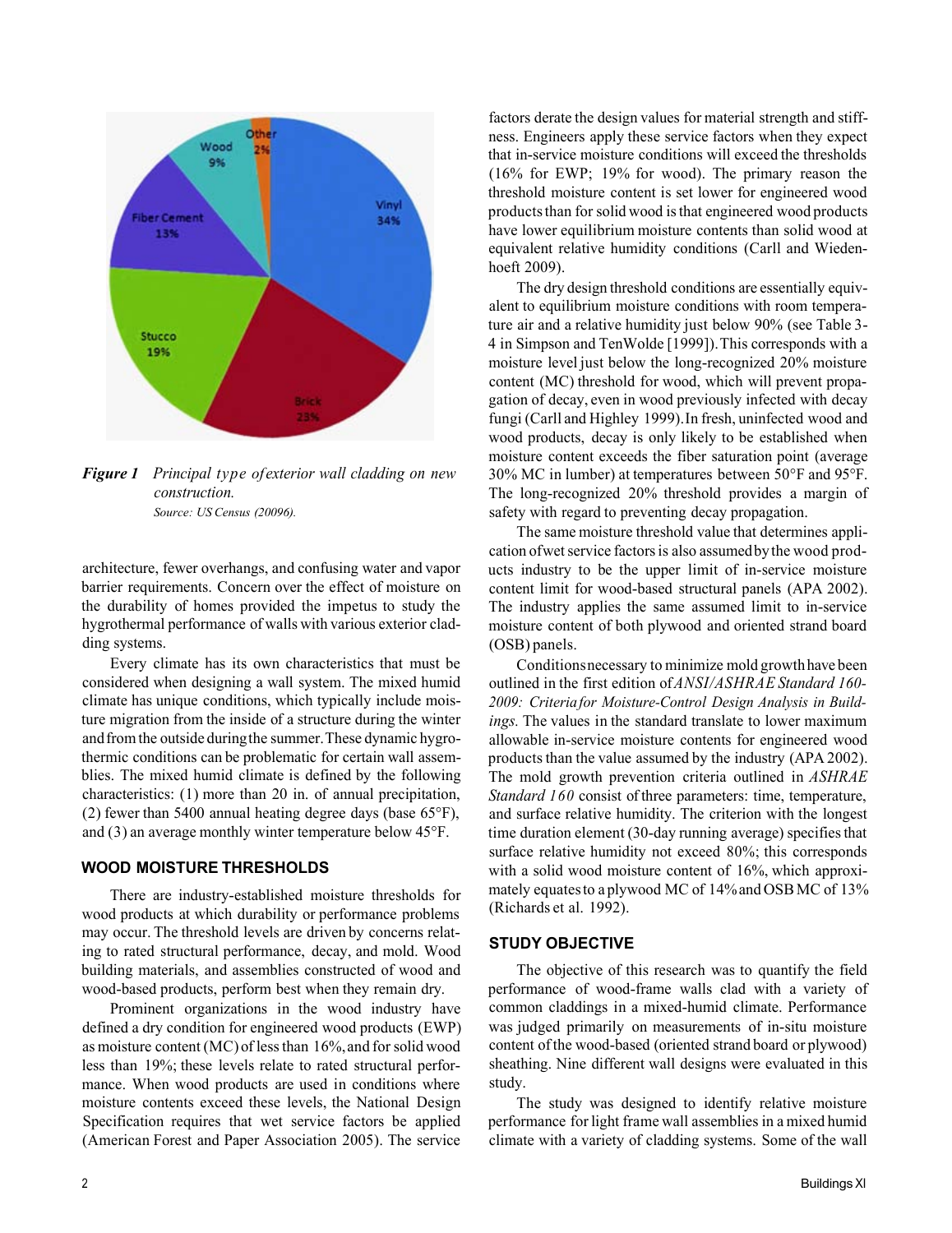*Figure 1 Principal type ofexterior wall cladding on new construction.*
*Source: US Census (20096).*

architecture, fewer overhangs, and confusing water and vapor barrier requirements. Concern over the effect of moisture on the durability of homes provided the impetus to study the hygrothermal performance of walls with various exterior cladding systems.

Every climate has its own characteristics that must be considered when designing a wall system. The mixed humid climate has unique conditions, which typically include moisture migration from the inside of a structure during the winter and from the outside during the summer. These dynamic hygrothermic conditions can be problematic for certain wall assemblies. The mixed humid climate is defined by the following characteristics: (1) more than 20 in. of annual precipitation, (2) fewer than 5400 annual heating degree days (base 65°F), and (3) an average monthly winter temperature below 45°F.

## WOOD MOISTURE THRESHOLDS

There are industry-established moisture thresholds for wood products at which durability or performance problems may occur. The threshold levels are driven by concerns relating to rated structural performance, decay, and mold. Wood building materials, and assemblies constructed of wood and wood-based products, perform best when they remain dry.

Prominent organizations in the wood industry have defined a dry condition for engineered wood products (EWP) as moisture content (MC) of less than 16%, and for solid wood less than 19%; these levels relate to rated structural performance. When wood products are used in conditions where moisture contents exceed these levels, the National Design Specification requires that wet service factors be applied (American Forest and Paper Association 2005). The service factors derate the design values for material strength and stiffness. Engineers apply these service factors when they expect that in-service moisture conditions will exceed the thresholds (16% for EWP; 19% for wood). The primary reason the threshold moisture content is set lower for engineered wood products than for solid wood is that engineered wood products have lower equilibrium moisture contents than solid wood at equivalent relative humidity conditions (Carll and Wiedenhoeft 2009).

The dry design threshold conditions are essentially equivalent to equilibrium moisture conditions with room temperature air and a relative humidity just below 90% (see Table 3-4 in Simpson and TenWolde [1999]). This corresponds with a moisture level just below the long-recognized 20% moisture content (MC) threshold for wood, which will prevent propagation of decay, even in wood previously infected with decay fungi (Carll and Highley 1999). In fresh, uninfected wood and wood products, decay is only likely to be established when moisture content exceeds the fiber saturation point (average 30% MC in lumber) at temperatures between 50°F and 95°F. The long-recognized 20% threshold provides a margin of safety with regard to preventing decay propagation.

The same moisture threshold value that determines application of wet service factors is also assumed by the wood products industry to be the upper limit of in-service moisture content limit for wood-based structural panels (APA 2002). The industry applies the same assumed limit to in-service moisture content of both plywood and oriented strand board (OSB) panels.

Conditions necessary to minimize mold growth have been outlined in the first edition of *ANSI/ASHRAE Standard 160-2009: Criteria for Moisture-Control Design Analysis in Buildings.* The values in the standard translate to lower maximum allowable in-service moisture contents for engineered wood products than the value assumed by the industry (APA 2002). The mold growth prevention criteria outlined in *ASHRAE Standard 160* consist of three parameters: time, temperature, and surface relative humidity. The criterion with the longest time duration element (30-day running average) specifies that surface relative humidity not exceed 80%; this corresponds with a solid wood moisture content of 16%, which approximately equates to a plywood MC of 14% and OSB MC of 13% (Richards et al. 1992).

## STUDY OBJECTIVE

The objective of this research was to quantify the field performance of wood-frame walls clad with a variety of common claddings in a mixed-humid climate. Performance was judged primarily on measurements of in-situ moisture content of the wood-based (oriented strand board or plywood) sheathing. Nine different wall designs were evaluated in this study.

The study was designed to identify relative moisture performance for light frame wall assemblies in a mixed humid climate with a variety of cladding systems. Some of the wall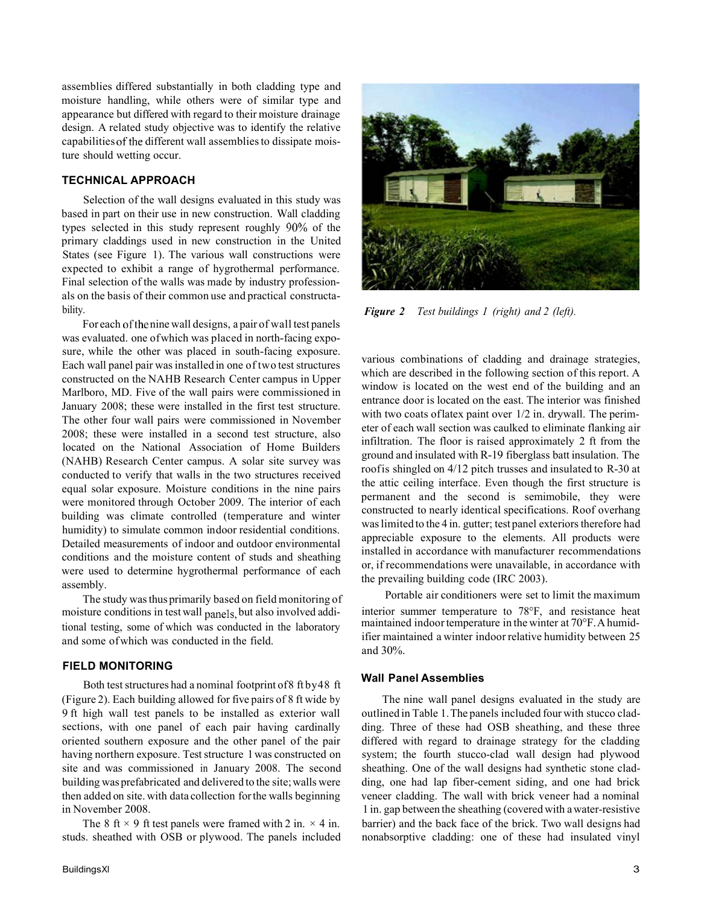assemblies differed substantially in both cladding type and moisture handling, while others were of similar type and appearance but differed with regard to their moisture drainage design. A related study objective was to identify the relative capabilities of the different wall assemblies to dissipate moisture should wetting occur.

## TECHNICAL APPROACH

Selection of the wall designs evaluated in this study was based in part on their use in new construction. Wall cladding types selected in this study represent roughly 90% of the primary claddings used in new construction in the United States (see Figure 1). The various wall constructions were expected to exhibit a range of hygrothermal performance. Final selection of the walls was made by industry professionals on the basis of their common use and practical constructability.

For each of the nine wall designs, a pair of wall test panels was evaluated. one of which was placed in north-facing exposure, while the other was placed in south-facing exposure. Each wall panel pair was installed in one of two test structures constructed on the NAHB Research Center campus in Upper Marlboro, MD. Five of the wall pairs were commissioned in January 2008; these were installed in the first test structure. The other four wall pairs were commissioned in November 2008; these were installed in a second test structure, also located on the National Association of Home Builders (NAHB) Research Center campus. A solar site survey was conducted to verify that walls in the two structures received equal solar exposure. Moisture conditions in the nine pairs were monitored through October 2009. The interior of each building was climate controlled (temperature and winter humidity) to simulate common indoor residential conditions. Detailed measurements of indoor and outdoor environmental conditions and the moisture content of studs and sheathing were used to determine hygrothermal performance of each assembly.

The study was thus primarily based on field monitoring of moisture conditions in test wall panels, but also involved additional testing, some of which was conducted in the laboratory and some of which was conducted in the field.

## FIELD MONITORING

Both test structures had a nominal footprint of 8 ft by 48 ft (Figure 2). Each building allowed for five pairs of 8 ft wide by 9 ft high wall test panels to be installed as exterior wall sections, with one panel of each pair having cardinally oriented southern exposure and the other panel of the pair having northern exposure. Test structure 1 was constructed on site and was commissioned in January 2008. The second building was prefabricated and delivered to the site; walls were then added on site. with data collection for the walls beginning in November 2008.

The 8 ft × 9 ft test panels were framed with 2 in. × 4 in. studs. sheathed with OSB or plywood. The panels included various combinations of cladding and drainage strategies, which are described in the following section of this report. A window is located on the west end of the building and an entrance door is located on the east. The interior was finished with two coats of latex paint over 1/2 in. drywall. The perimeter of each wall section was caulked to eliminate flanking air infiltration. The floor is raised approximately 2 ft from the ground and insulated with R-19 fiberglass batt insulation. The roof is shingled on 4/12 pitch trusses and insulated to R-30 at the attic ceiling interface. Even though the first structure is permanent and the second is semimobile, they were constructed to nearly identical specifications. Roof overhang was limited to the 4 in. gutter; test panel exteriors therefore had appreciable exposure to the elements. All products were installed in accordance with manufacturer recommendations or, if recommendations were unavailable, in accordance with the prevailing building code (IRC 2003).

***Figure 2*** *Test buildings 1 (right) and 2 (left).*

Portable air conditioners were set to limit the maximum interior summer temperature to 78°F, and resistance heat maintained indoor temperature in the winter at 70°F. A humidifier maintained a winter indoor relative humidity between 25 and 30%.

### Wall Panel Assemblies

The nine wall panel designs evaluated in the study are outlined in Table 1. The panels included four with stucco cladding. Three of these had OSB sheathing, and these three differed with regard to drainage strategy for the cladding system; the fourth stucco-clad wall design had plywood sheathing. One of the wall designs had synthetic stone cladding, one had lap fiber-cement siding, and one had brick veneer cladding. The wall with brick veneer had a nominal 1 in. gap between the sheathing (covered with a water-resistive barrier) and the back face of the brick. Two wall designs had nonabsorptive cladding: one of these had insulated vinyl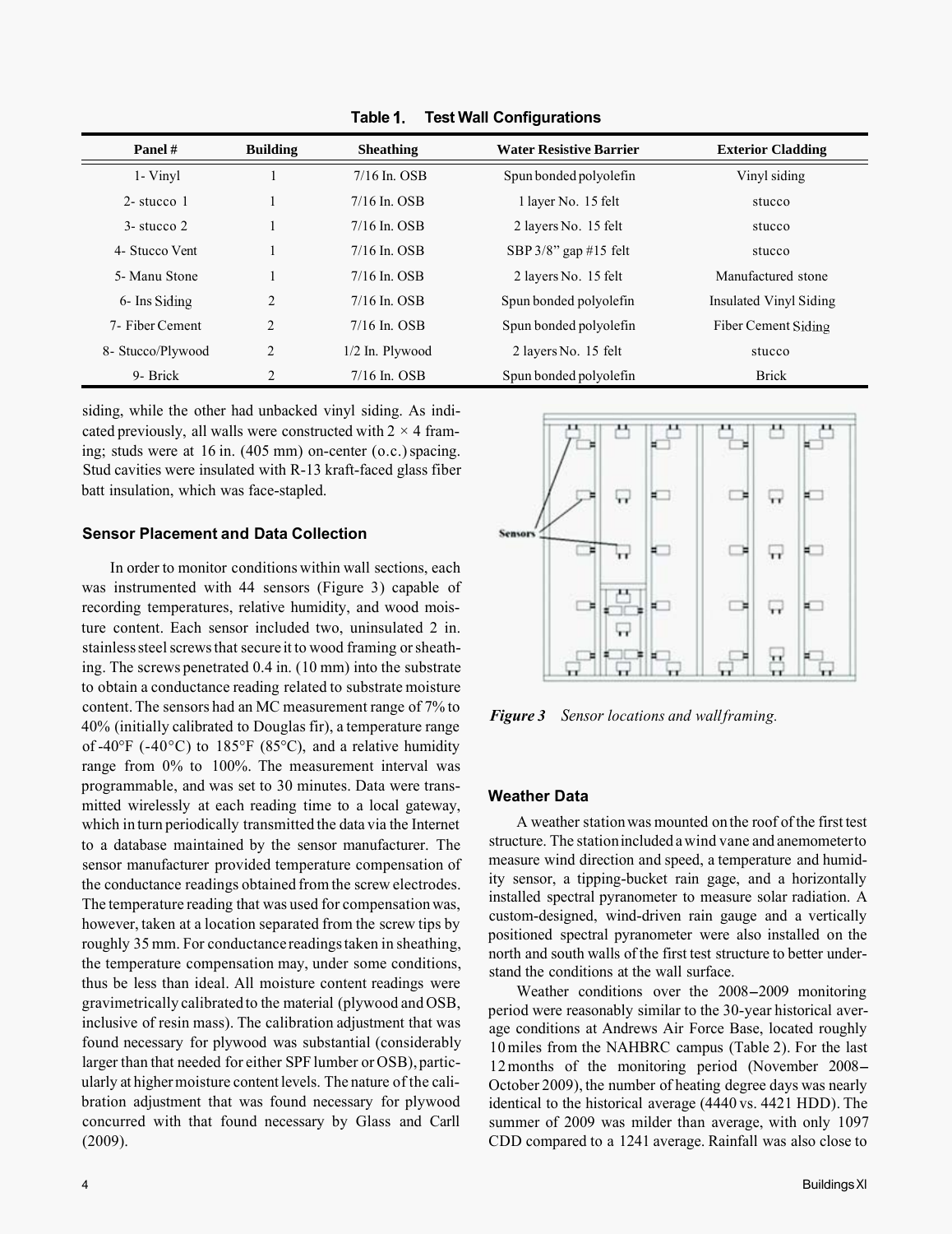**Table 1. Test Wall Configurations**

| Panel # | Building | Sheathing | Water Resistive Barrier | Exterior Cladding |
|---|---|---|---|---|
| 1- Vinyl | 1 | 7/16 In. OSB | Spun bonded polyolefin | Vinyl siding |
| 2- stucco 1 | 1 | 7/16 In. OSB | 1 layer No. 15 felt | stucco |
| 3- stucco 2 | 1 | 7/16 In. OSB | 2 layers No. 15 felt | stucco |
| 4- Stucco Vent | 1 | 7/16 In. OSB | SBP 3/8" gap #15 felt | stucco |
| 5- Manu Stone | 1 | 7/16 In. OSB | 2 layers No. 15 felt | Manufactured stone |
| 6- Ins Siding | 2 | 7/16 In. OSB | Spun bonded polyolefin | Insulated Vinyl Siding |
| 7- Fiber Cement | 2 | 7/16 In. OSB | Spun bonded polyolefin | Fiber Cement Siding |
| 8- Stucco/Plywood | 2 | 1/2 In. Plywood | 2 layers No. 15 felt | stucco |
| 9- Brick | 2 | 7/16 In. OSB | Spun bonded polyolefin | Brick |

siding, while the other had unbacked vinyl siding. As indicated previously, all walls were constructed with 2 × 4 framing; studs were at 16 in. (405 mm) on-center (o.c.) spacing. Stud cavities were insulated with R-13 kraft-faced glass fiber batt insulation, which was face-stapled.

### Sensor Placement and Data Collection

In order to monitor conditions within wall sections, each was instrumented with 44 sensors (Figure 3) capable of recording temperatures, relative humidity, and wood moisture content. Each sensor included two, uninsulated 2 in. stainless steel screws that secure it to wood framing or sheathing. The screws penetrated 0.4 in. (10 mm) into the substrate to obtain a conductance reading related to substrate moisture content. The sensors had an MC measurement range of 7% to 40% (initially calibrated to Douglas fir), a temperature range of -40°F (-40°C) to 185°F (85°C), and a relative humidity range from 0% to 100%. The measurement interval was programmable, and was set to 30 minutes. Data were transmitted wirelessly at each reading time to a local gateway, which in turn periodically transmitted the data via the Internet to a database maintained by the sensor manufacturer. The sensor manufacturer provided temperature compensation of the conductance readings obtained from the screw electrodes. The temperature reading that was used for compensation was, however, taken at a location separated from the screw tips by roughly 35 mm. For conductance readings taken in sheathing, the temperature compensation may, under some conditions, thus be less than ideal. All moisture content readings were gravimetrically calibrated to the material (plywood and OSB, inclusive of resin mass). The calibration adjustment that was found necessary for plywood was substantial (considerably larger than that needed for either SPF lumber or OSB), particularly at higher moisture content levels. The nature of the calibration adjustment that was found necessary for plywood concurred with that found necessary by Glass and Carll (2009).

Sensors

*Figure 3 Sensor locations and wall framing.*

### Weather Data

A weather station was mounted on the roof of the first test structure. The station included a wind vane and anemometer to measure wind direction and speed, a temperature and humidity sensor, a tipping-bucket rain gage, and a horizontally installed spectral pyranometer to measure solar radiation. A custom-designed, wind-driven rain gauge and a vertically positioned spectral pyranometer were also installed on the north and south walls of the first test structure to better understand the conditions at the wall surface.

Weather conditions over the 2008–2009 monitoring period were reasonably similar to the 30-year historical average conditions at Andrews Air Force Base, located roughly 10 miles from the NAHBRC campus (Table 2). For the last 12 months of the monitoring period (November 2008–October 2009), the number of heating degree days was nearly identical to the historical average (4440 vs. 4421 HDD). The summer of 2009 was milder than average, with only 1097 CDD compared to a 1241 average. Rainfall was also close to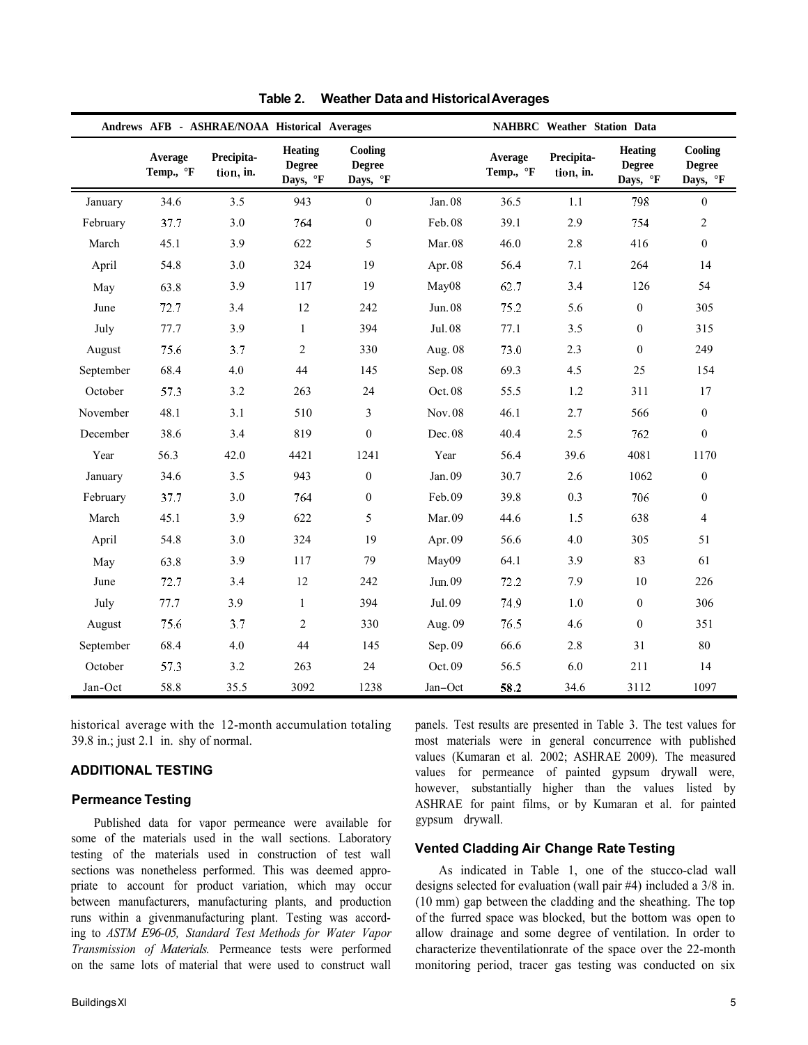**Table 2. Weather Data and Historical Averages**

| Andrews AFB - ASHRAE/NOAA Historical Averages | | | | | NAHBRC Weather Station Data | | | | |
|---|---|---|---|---|---|---|---|---|---|
| | Average Temp., °F | Precipitation, in. | Heating Degree Days, °F | Cooling Degree Days, °F | | Average Temp., °F | Precipitation, in. | Heating Degree Days, °F | Cooling Degree Days, °F |
| January | 34.6 | 3.5 | 943 | 0 | Jan. 08 | 36.5 | 1.1 | 798 | 0 |
| February | 37.7 | 3.0 | 764 | 0 | Feb. 08 | 39.1 | 2.9 | 754 | 2 |
| March | 45.1 | 3.9 | 622 | 5 | Mar. 08 | 46.0 | 2.8 | 416 | 0 |
| April | 54.8 | 3.0 | 324 | 19 | Apr. 08 | 56.4 | 7.1 | 264 | 14 |
| May | 63.8 | 3.9 | 117 | 19 | May08 | 62.7 | 3.4 | 126 | 54 |
| June | 72.7 | 3.4 | 12 | 242 | Jun. 08 | 75.2 | 5.6 | 0 | 305 |
| July | 77.7 | 3.9 | 1 | 394 | Jul. 08 | 77.1 | 3.5 | 0 | 315 |
| August | 75.6 | 3.7 | 2 | 330 | Aug. 08 | 73.0 | 2.3 | 0 | 249 |
| September | 68.4 | 4.0 | 44 | 145 | Sep. 08 | 69.3 | 4.5 | 25 | 154 |
| October | 57.3 | 3.2 | 263 | 24 | Oct. 08 | 55.5 | 1.2 | 311 | 17 |
| November | 48.1 | 3.1 | 510 | 3 | Nov. 08 | 46.1 | 2.7 | 566 | 0 |
| December | 38.6 | 3.4 | 819 | 0 | Dec. 08 | 40.4 | 2.5 | 762 | 0 |
| Year | 56.3 | 42.0 | 4421 | 1241 | Year | 56.4 | 39.6 | 4081 | 1170 |
| January | 34.6 | 3.5 | 943 | 0 | Jan. 09 | 30.7 | 2.6 | 1062 | 0 |
| February | 37.7 | 3.0 | 764 | 0 | Feb. 09 | 39.8 | 0.3 | 706 | 0 |
| March | 45.1 | 3.9 | 622 | 5 | Mar. 09 | 44.6 | 1.5 | 638 | 4 |
| April | 54.8 | 3.0 | 324 | 19 | Apr. 09 | 56.6 | 4.0 | 305 | 51 |
| May | 63.8 | 3.9 | 117 | 79 | May09 | 64.1 | 3.9 | 83 | 61 |
| June | 72.7 | 3.4 | 12 | 242 | Jun. 09 | 72.2 | 7.9 | 10 | 226 |
| July | 77.7 | 3.9 | 1 | 394 | Jul. 09 | 74.9 | 1.0 | 0 | 306 |
| August | 75.6 | 3.7 | 2 | 330 | Aug. 09 | 76.5 | 4.6 | 0 | 351 |
| September | 68.4 | 4.0 | 44 | 145 | Sep. 09 | 66.6 | 2.8 | 31 | 80 |
| October | 57.3 | 3.2 | 263 | 24 | Oct. 09 | 56.5 | 6.0 | 211 | 14 |
| Jan-Oct | 58.8 | 35.5 | 3092 | 1238 | Jan–Oct | 58.2 | 34.6 | 3112 | 1097 |

historical average with the 12-month accumulation totaling 39.8 in.; just 2.1 in. shy of normal.

## ADDITIONAL TESTING

### Permeance Testing

Published data for vapor permeance were available for some of the materials used in the wall sections. Laboratory testing of the materials used in construction of test wall sections was nonetheless performed. This was deemed appropriate to account for product variation, which may occur between manufacturers, manufacturing plants, and production runs within a givenmanufacturing plant. Testing was according to *ASTM E96-05, Standard Test Methods for Water Vapor Transmission of Materials.* Permeance tests were performed on the same lots of material that were used to construct wall panels. Test results are presented in Table 3. The test values for most materials were in general concurrence with published values (Kumaran et al. 2002; ASHRAE 2009). The measured values for permeance of painted gypsum drywall were, however, substantially higher than the values listed by ASHRAE for paint films, or by Kumaran et al. for painted gypsum drywall.

### Vented Cladding Air Change Rate Testing

As indicated in Table 1, one of the stucco-clad wall designs selected for evaluation (wall pair #4) included a 3/8 in. (10 mm) gap between the cladding and the sheathing. The top of the furred space was blocked, but the bottom was open to allow drainage and some degree of ventilation. In order to characterize theventilationrate of the space over the 22-month monitoring period, tracer gas testing was conducted on six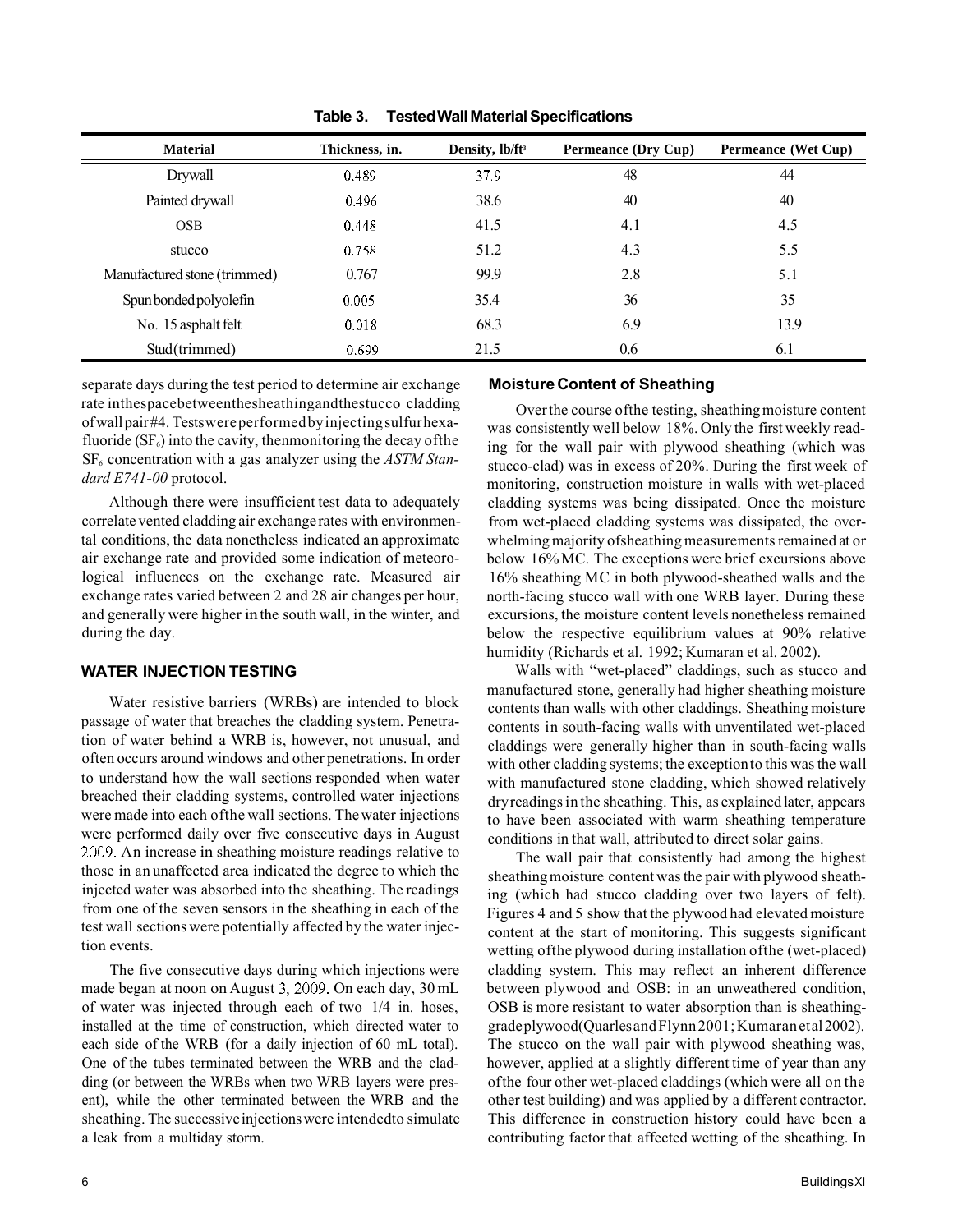**Table 3. Tested Wall Material Specifications**

| Material | Thickness, in. | Density, lb/ft³ | Permeance (Dry Cup) | Permeance (Wet Cup) |
|---|---|---|---|---|
| Drywall | 0.489 | 37.9 | 48 | 44 |
| Painted drywall | 0.496 | 38.6 | 40 | 40 |
| OSB | 0.448 | 41.5 | 4.1 | 4.5 |
| stucco | 0.758 | 51.2 | 4.3 | 5.5 |
| Manufactured stone (trimmed) | 0.767 | 99.9 | 2.8 | 5.1 |
| Spun bonded polyolefin | 0.005 | 35.4 | 36 | 35 |
| No. 15 asphalt felt | 0.018 | 68.3 | 6.9 | 13.9 |
| Stud (trimmed) | 0.699 | 21.5 | 0.6 | 6.1 |

separate days during the test period to determine air exchange rate in the space between the sheathing and the stucco cladding of wall pair #4. Tests were performed by injecting sulfur hexafluoride ($SF_6$) into the cavity, then monitoring the decay of the $SF_6$ concentration with a gas analyzer using the *ASTM Standard E741-00* protocol.

Although there were insufficient test data to adequately correlate vented cladding air exchange rates with environmental conditions, the data nonetheless indicated an approximate air exchange rate and provided some indication of meteorological influences on the exchange rate. Measured air exchange rates varied between 2 and 28 air changes per hour, and generally were higher in the south wall, in the winter, and during the day.

## WATER INJECTION TESTING

Water resistive barriers (WRBs) are intended to block passage of water that breaches the cladding system. Penetration of water behind a WRB is, however, not unusual, and often occurs around windows and other penetrations. In order to understand how the wall sections responded when water breached their cladding systems, controlled water injections were made into each of the wall sections. The water injections were performed daily over five consecutive days in August 2009. An increase in sheathing moisture readings relative to those in an unaffected area indicated the degree to which the injected water was absorbed into the sheathing. The readings from one of the seven sensors in the sheathing in each of the test wall sections were potentially affected by the water injection events.

The five consecutive days during which injections were made began at noon on August 3, 2009. On each day, 30 mL of water was injected through each of two 1/4 in. hoses, installed at the time of construction, which directed water to each side of the WRB (for a daily injection of 60 mL total). One of the tubes terminated between the WRB and the cladding (or between the WRBs when two WRB layers were present), while the other terminated between the WRB and the sheathing. The successive injections were intended to simulate a leak from a multiday storm.

## Moisture Content of Sheathing

Over the course of the testing, sheathing moisture content was consistently well below 18%. Only the first weekly reading for the wall pair with plywood sheathing (which was stucco-clad) was in excess of 20%. During the first week of monitoring, construction moisture in walls with wet-placed cladding systems was being dissipated. Once the moisture from wet-placed cladding systems was dissipated, the overwhelming majority of sheathing measurements remained at or below 16% MC. The exceptions were brief excursions above 16% sheathing MC in both plywood-sheathed walls and the north-facing stucco wall with one WRB layer. During these excursions, the moisture content levels nonetheless remained below the respective equilibrium values at 90% relative humidity (Richards et al. 1992; Kumaran et al. 2002).

Walls with "wet-placed" claddings, such as stucco and manufactured stone, generally had higher sheathing moisture contents than walls with other claddings. Sheathing moisture contents in south-facing walls with unventilated wet-placed claddings were generally higher than in south-facing walls with other cladding systems; the exception to this was the wall with manufactured stone cladding, which showed relatively dry readings in the sheathing. This, as explained later, appears to have been associated with warm sheathing temperature conditions in that wall, attributed to direct solar gains.

The wall pair that consistently had among the highest sheathing moisture content was the pair with plywood sheathing (which had stucco cladding over two layers of felt). Figures 4 and 5 show that the plywood had elevated moisture content at the start of monitoring. This suggests significant wetting of the plywood during installation of the (wet-placed) cladding system. This may reflect an inherent difference between plywood and OSB: in an unweathered condition, OSB is more resistant to water absorption than is sheathing-grade plywood (Quarles and Flynn 2001; Kumaran et al 2002). The stucco on the wall pair with plywood sheathing was, however, applied at a slightly different time of year than any of the four other wet-placed claddings (which were all on the other test building) and was applied by a different contractor. This difference in construction history could have been a contributing factor that affected wetting of the sheathing. In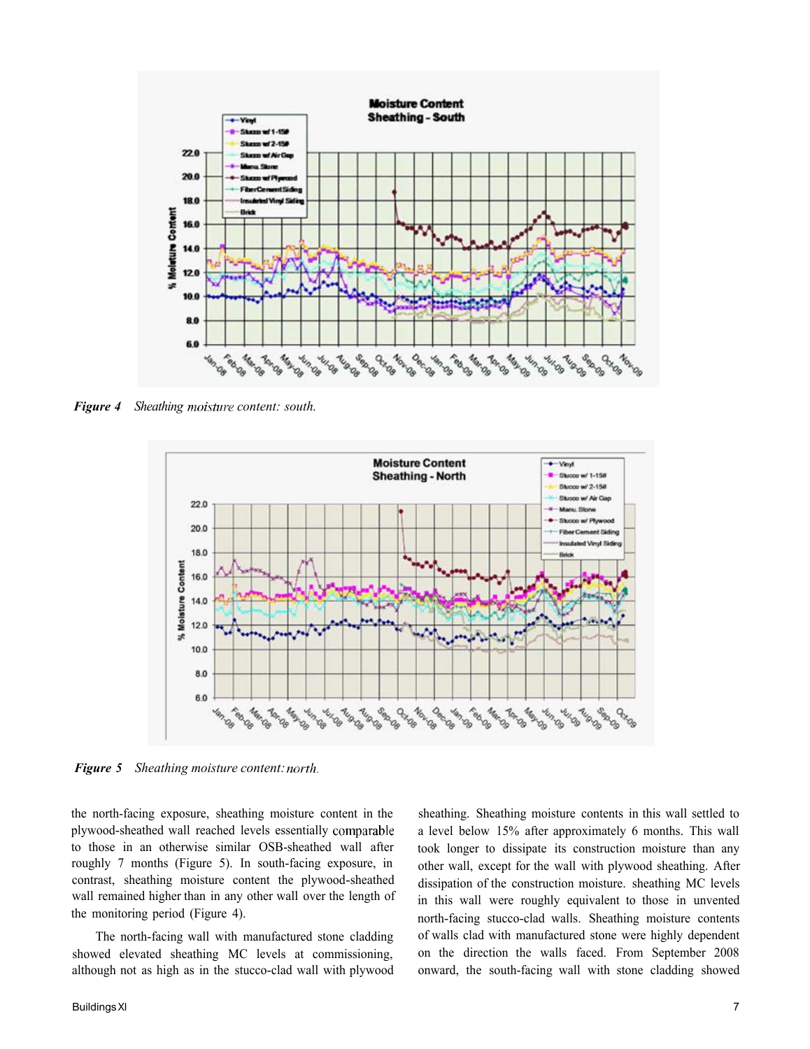Figure 4 Sheathing moisture content: south.

Figure 5 Sheathing moisture content: north.

the north-facing exposure, sheathing moisture content in the plywood-sheathed wall reached levels essentially comparable to those in an otherwise similar OSB-sheathed wall after roughly 7 months (Figure 5). In south-facing exposure, in contrast, sheathing moisture content the plywood-sheathed wall remained higher than in any other wall over the length of the monitoring period (Figure 4).

The north-facing wall with manufactured stone cladding showed elevated sheathing MC levels at commissioning, although not as high as in the stucco-clad wall with plywood sheathing. Sheathing moisture contents in this wall settled to a level below 15% after approximately 6 months. This wall took longer to dissipate its construction moisture than any other wall, except for the wall with plywood sheathing. After dissipation of the construction moisture. sheathing MC levels in this wall were roughly equivalent to those in unvented north-facing stucco-clad walls. Sheathing moisture contents of walls clad with manufactured stone were highly dependent on the direction the walls faced. From September 2008 onward, the south-facing wall with stone cladding showed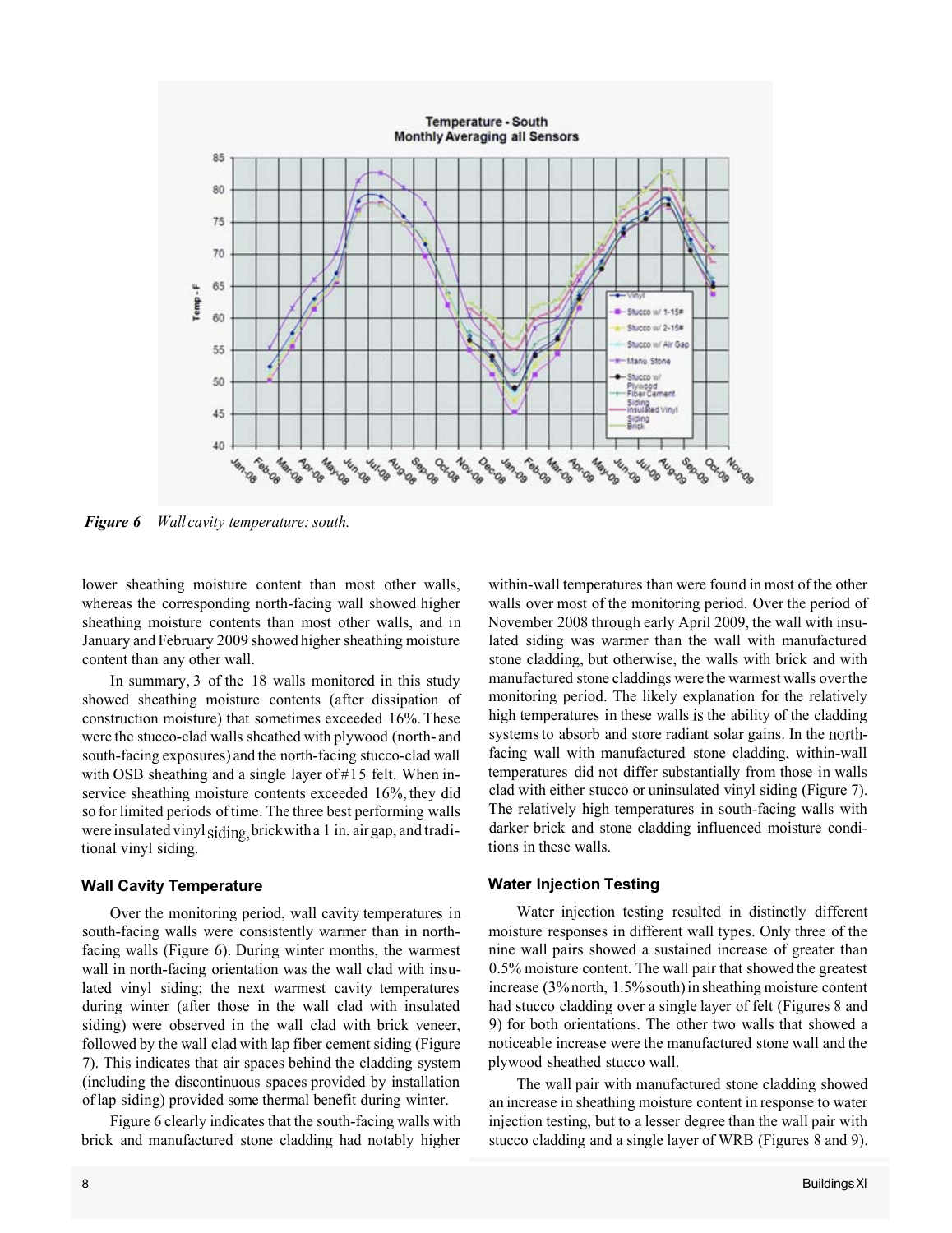*Figure 6 Wall cavity temperature: south.*

lower sheathing moisture content than most other walls, whereas the corresponding north-facing wall showed higher sheathing moisture contents than most other walls, and in January and February 2009 showed higher sheathing moisture content than any other wall.

In summary, 3 of the 18 walls monitored in this study showed sheathing moisture contents (after dissipation of construction moisture) that sometimes exceeded 16%. These were the stucco-clad walls sheathed with plywood (north- and south-facing exposures) and the north-facing stucco-clad wall with OSB sheathing and a single layer of #15 felt. When in-service sheathing moisture contents exceeded 16%, they did so for limited periods of time. The three best performing walls were insulated vinyl siding, brick with a 1 in. air gap, and traditional vinyl siding.

### Wall Cavity Temperature

Over the monitoring period, wall cavity temperatures in south-facing walls were consistently warmer than in north-facing walls (Figure 6). During winter months, the warmest wall in north-facing orientation was the wall clad with insulated vinyl siding; the next warmest cavity temperatures during winter (after those in the wall clad with insulated siding) were observed in the wall clad with brick veneer, followed by the wall clad with lap fiber cement siding (Figure 7). This indicates that air spaces behind the cladding system (including the discontinuous spaces provided by installation of lap siding) provided some thermal benefit during winter.

Figure 6 clearly indicates that the south-facing walls with brick and manufactured stone cladding had notably higher within-wall temperatures than were found in most of the other walls over most of the monitoring period. Over the period of November 2008 through early April 2009, the wall with insulated siding was warmer than the wall with manufactured stone cladding, but otherwise, the walls with brick and with manufactured stone claddings were the warmest walls over the monitoring period. The likely explanation for the relatively high temperatures in these walls is the ability of the cladding systems to absorb and store radiant solar gains. In the north-facing wall with manufactured stone cladding, within-wall temperatures did not differ substantially from those in walls clad with either stucco or uninsulated vinyl siding (Figure 7). The relatively high temperatures in south-facing walls with darker brick and stone cladding influenced moisture conditions in these walls.

### Water Injection Testing

Water injection testing resulted in distinctly different moisture responses in different wall types. Only three of the nine wall pairs showed a sustained increase of greater than 0.5% moisture content. The wall pair that showed the greatest increase (3% north, 1.5% south) in sheathing moisture content had stucco cladding over a single layer of felt (Figures 8 and 9) for both orientations. The other two walls that showed a noticeable increase were the manufactured stone wall and the plywood sheathed stucco wall.

The wall pair with manufactured stone cladding showed an increase in sheathing moisture content in response to water injection testing, but to a lesser degree than the wall pair with stucco cladding and a single layer of WRB (Figures 8 and 9).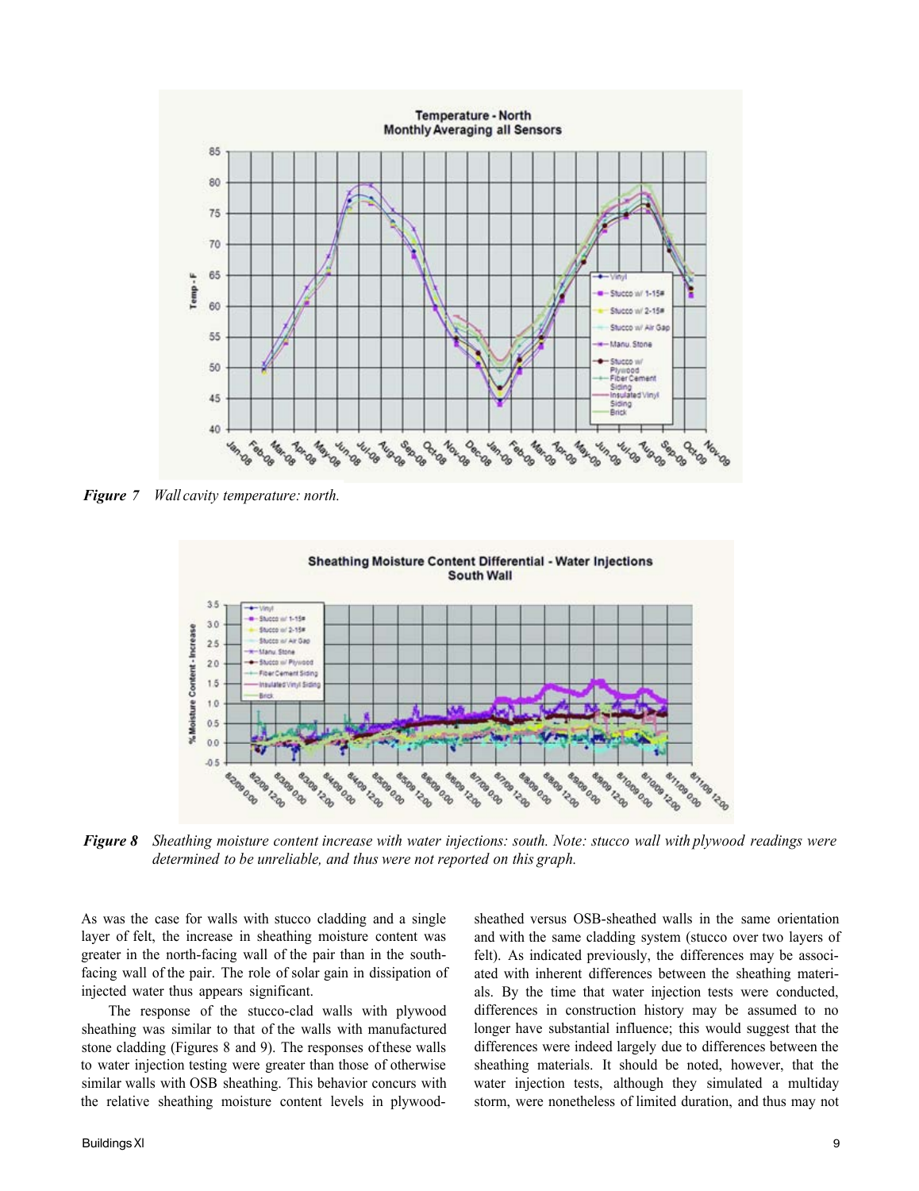*Figure 7* *Wall cavity temperature: north.*

*Figure 8* *Sheathing moisture content increase with water injections: south. Note: stucco wall with plywood readings were determined to be unreliable, and thus were not reported on this graph.*

As was the case for walls with stucco cladding and a single layer of felt, the increase in sheathing moisture content was greater in the north-facing wall of the pair than in the south-facing wall of the pair. The role of solar gain in dissipation of injected water thus appears significant.

The response of the stucco-clad walls with plywood sheathing was similar to that of the walls with manufactured stone cladding (Figures 8 and 9). The responses of these walls to water injection testing were greater than those of otherwise similar walls with OSB sheathing. This behavior concurs with the relative sheathing moisture content levels in plywood-sheathed versus OSB-sheathed walls in the same orientation and with the same cladding system (stucco over two layers of felt). As indicated previously, the differences may be associated with inherent differences between the sheathing materials. By the time that water injection tests were conducted, differences in construction history may be assumed to no longer have substantial influence; this would suggest that the differences were indeed largely due to differences between the sheathing materials. It should be noted, however, that the water injection tests, although they simulated a multiday storm, were nonetheless of limited duration, and thus may not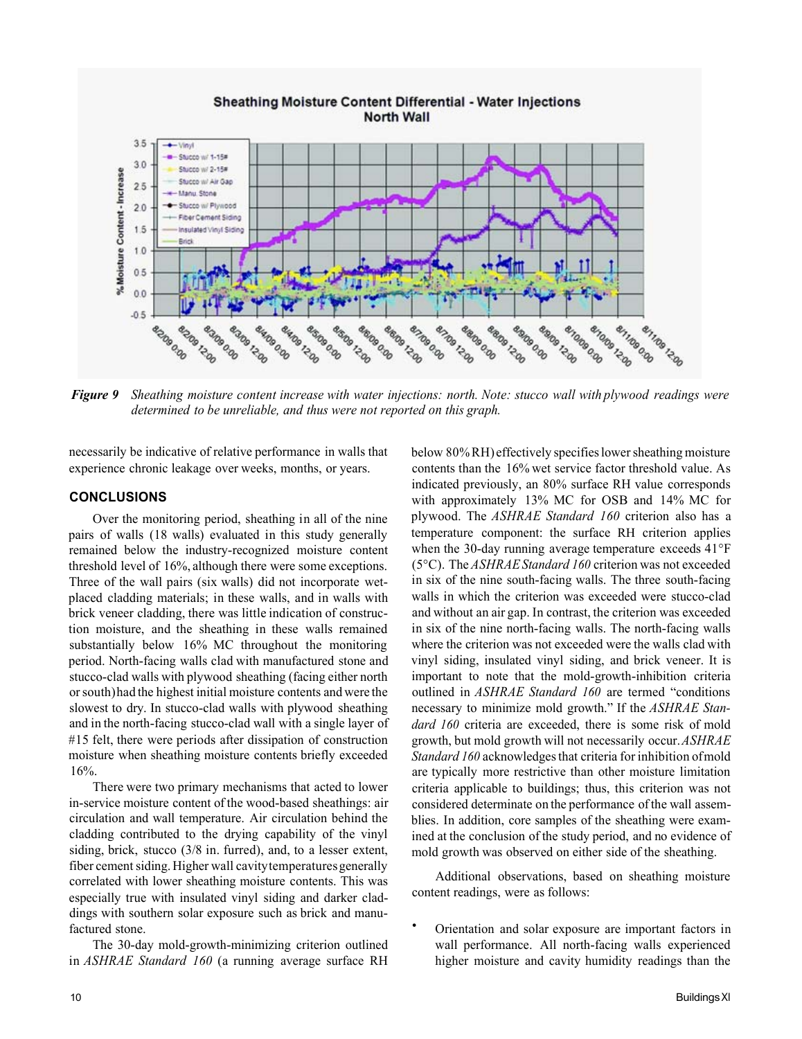*Figure 9 Sheathing moisture content increase with water injections: north. Note: stucco wall with plywood readings were determined to be unreliable, and thus were not reported on this graph.*

necessarily be indicative of relative performance in walls that experience chronic leakage over weeks, months, or years.

## CONCLUSIONS

Over the monitoring period, sheathing in all of the nine pairs of walls (18 walls) evaluated in this study generally remained below the industry-recognized moisture content threshold level of 16%, although there were some exceptions. Three of the wall pairs (six walls) did not incorporate wet-placed cladding materials; in these walls, and in walls with brick veneer cladding, there was little indication of construction moisture, and the sheathing in these walls remained substantially below 16% MC throughout the monitoring period. North-facing walls clad with manufactured stone and stucco-clad walls with plywood sheathing (facing either north or south) had the highest initial moisture contents and were the slowest to dry. In stucco-clad walls with plywood sheathing and in the north-facing stucco-clad wall with a single layer of #15 felt, there were periods after dissipation of construction moisture when sheathing moisture contents briefly exceeded 16%.

There were two primary mechanisms that acted to lower in-service moisture content of the wood-based sheathings: air circulation and wall temperature. Air circulation behind the cladding contributed to the drying capability of the vinyl siding, brick, stucco (3/8 in. furred), and, to a lesser extent, fiber cement siding. Higher wall cavity temperatures generally correlated with lower sheathing moisture contents. This was especially true with insulated vinyl siding and darker claddings with southern solar exposure such as brick and manufactured stone.

The 30-day mold-growth-minimizing criterion outlined in *ASHRAE Standard 160* (a running average surface RH below 80% RH) effectively specifies lower sheathing moisture contents than the 16% wet service factor threshold value. As indicated previously, an 80% surface RH value corresponds with approximately 13% MC for OSB and 14% MC for plywood. The *ASHRAE Standard 160* criterion also has a temperature component: the surface RH criterion applies when the 30-day running average temperature exceeds 41°F (5°C). The *ASHRAE Standard 160* criterion was not exceeded in six of the nine south-facing walls. The three south-facing walls in which the criterion was exceeded were stucco-clad and without an air gap. In contrast, the criterion was exceeded in six of the nine north-facing walls. The north-facing walls where the criterion was not exceeded were the walls clad with vinyl siding, insulated vinyl siding, and brick veneer. It is important to note that the mold-growth-inhibition criteria outlined in *ASHRAE Standard 160* are termed "conditions necessary to minimize mold growth." If the *ASHRAE Standard 160* criteria are exceeded, there is some risk of mold growth, but mold growth will not necessarily occur. *ASHRAE Standard 160* acknowledges that criteria for inhibition of mold are typically more restrictive than other moisture limitation criteria applicable to buildings; thus, this criterion was not considered determinate on the performance of the wall assemblies. In addition, core samples of the sheathing were examined at the conclusion of the study period, and no evidence of mold growth was observed on either side of the sheathing.

Additional observations, based on sheathing moisture content readings, were as follows:

- Orientation and solar exposure are important factors in wall performance. All north-facing walls experienced higher moisture and cavity humidity readings than the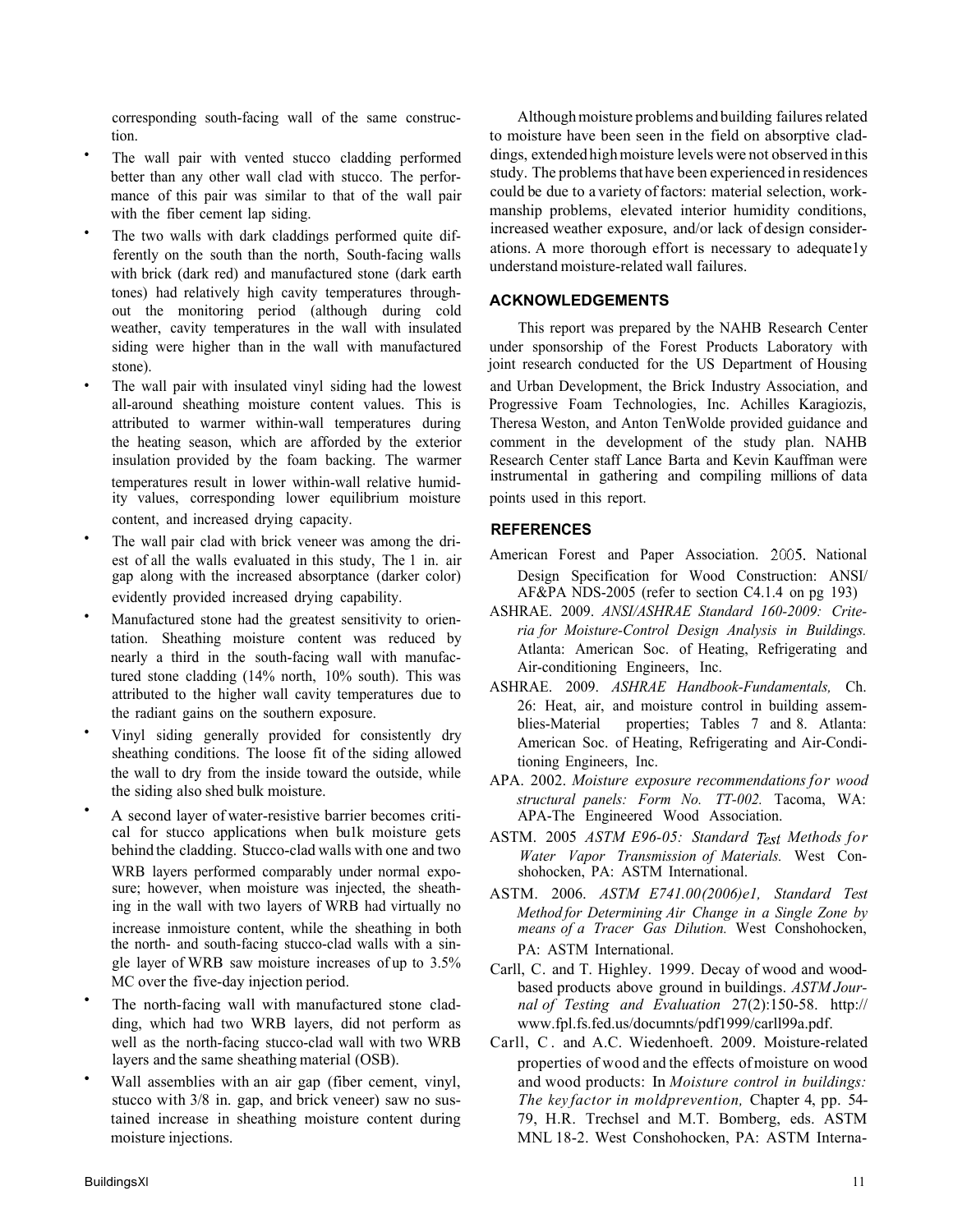corresponding south-facing wall of the same construction.

- The wall pair with vented stucco cladding performed better than any other wall clad with stucco. The performance of this pair was similar to that of the wall pair with the fiber cement lap siding.
- The two walls with dark claddings performed quite differently on the south than the north, South-facing walls with brick (dark red) and manufactured stone (dark earth tones) had relatively high cavity temperatures throughout the monitoring period (although during cold weather, cavity temperatures in the wall with insulated siding were higher than in the wall with manufactured stone).
- The wall pair with insulated vinyl siding had the lowest all-around sheathing moisture content values. This is attributed to warmer within-wall temperatures during the heating season, which are afforded by the exterior insulation provided by the foam backing. The warmer temperatures result in lower within-wall relative humidity values, corresponding lower equilibrium moisture content, and increased drying capacity.
- The wall pair clad with brick veneer was among the driest of all the walls evaluated in this study, The 1 in. air gap along with the increased absorptance (darker color) evidently provided increased drying capability.
- Manufactured stone had the greatest sensitivity to orientation. Sheathing moisture content was reduced by nearly a third in the south-facing wall with manufactured stone cladding (14% north, 10% south). This was attributed to the higher wall cavity temperatures due to the radiant gains on the southern exposure.
- Vinyl siding generally provided for consistently dry sheathing conditions. The loose fit of the siding allowed the wall to dry from the inside toward the outside, while the siding also shed bulk moisture.
- A second layer of water-resistive barrier becomes critical for stucco applications when bu1k moisture gets behind the cladding. Stucco-clad walls with one and two WRB layers performed comparably under normal exposure; however, when moisture was injected, the sheathing in the wall with two layers of WRB had virtually no increase inmoisture content, while the sheathing in both the north- and south-facing stucco-clad walls with a single layer of WRB saw moisture increases of up to 3.5% MC over the five-day injection period.
- The north-facing wall with manufactured stone cladding, which had two WRB layers, did not perform as well as the north-facing stucco-clad wall with two WRB layers and the same sheathing material (OSB).
- Wall assemblies with an air gap (fiber cement, vinyl, stucco with 3/8 in. gap, and brick veneer) saw no sustained increase in sheathing moisture content during moisture injections.

Although moisture problems and building failures related to moisture have been seen in the field on absorptive claddings, extended high moisture levels were not observed in this study. The problems that have been experienced in residences could be due to a variety of factors: material selection, workmanship problems, elevated interior humidity conditions, increased weather exposure, and/or lack of design considerations. A more thorough effort is necessary to adequate1y understand moisture-related wall failures.

## ACKNOWLEDGEMENTS

This report was prepared by the NAHB Research Center under sponsorship of the Forest Products Laboratory with joint research conducted for the US Department of Housing and Urban Development, the Brick Industry Association, and Progressive Foam Technologies, Inc. Achilles Karagiozis, Theresa Weston, and Anton TenWolde provided guidance and comment in the development of the study plan. NAHB Research Center staff Lance Barta and Kevin Kauffman were instrumental in gathering and compiling millions of data points used in this report.

## REFERENCES

American Forest and Paper Association. 2005. National Design Specification for Wood Construction: ANSI/AF&PA NDS-2005 (refer to section C4.1.4 on pg 193)

ASHRAE. 2009. *ANSI/ASHRAE Standard 160-2009: Criteria for Moisture-Control Design Analysis in Buildings.* Atlanta: American Soc. of Heating, Refrigerating and Air-conditioning Engineers, Inc.

ASHRAE. 2009. *ASHRAE Handbook-Fundamentals,* Ch. 26: Heat, air, and moisture control in building assemblies-Material properties; Tables 7 and 8. Atlanta: American Soc. of Heating, Refrigerating and Air-Conditioning Engineers, Inc.

APA. 2002. *Moisture exposure recommendations for wood structural panels: Form No. TT-002.* Tacoma, WA: APA-The Engineered Wood Association.

ASTM. 2005 *ASTM E96-05: Standard Test Methods for Water Vapor Transmission of Materials.* West Conshohocken, PA: ASTM International.

ASTM. 2006. *ASTM E741.00(2006)e1, Standard Test Method for Determining Air Change in a Single Zone by means of a Tracer Gas Dilution.* West Conshohocken, PA: ASTM International.

Carll, C. and T. Highley. 1999. Decay of wood and wood-based products above ground in buildings. *ASTM Journal of Testing and Evaluation* 27(2):150-58. http://www.fpl.fs.fed.us/documnts/pdf1999/carll99a.pdf.

Carll, C. and A.C. Wiedenhoeft. 2009. Moisture-related properties of wood and the effects of moisture on wood and wood products: In *Moisture control in buildings: The key factor in mold prevention,* Chapter 4, pp. 54-79, H.R. Trechsel and M.T. Bomberg, eds. ASTM MNL 18-2. West Conshohocken, PA: ASTM Interna-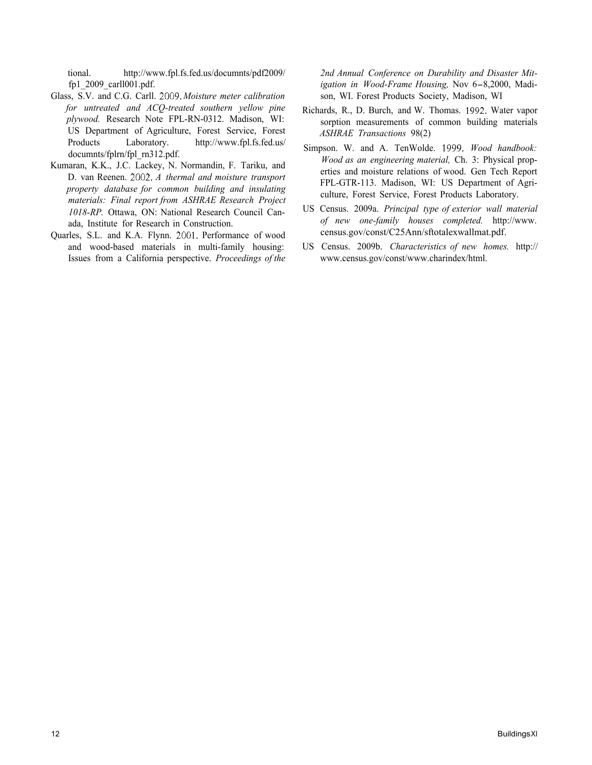tional. http://www.fpl.fs.fed.us/documnts/pdf2009/fp1_2009_carll001.pdf.

Glass, S.V. and C.G. Carll. 2009. *Moisture meter calibration for untreated and ACQ-treated southern yellow pine plywood.* Research Note FPL-RN-0312. Madison, WI: US Department of Agriculture, Forest Service, Forest Products Laboratory. http://www.fpl.fs.fed.us/documnts/fplrn/fpl_rn312.pdf.

Kumaran, K.K., J.C. Lackey, N. Normandin, F. Tariku, and D. van Reenen. 2002. *A thermal and moisture transport property database for common building and insulating materials: Final report from ASHRAE Research Project 1018-RP.* Ottawa, ON: National Research Council Canada, Institute for Research in Construction.

Quarles, S.L. and K.A. Flynn. 2001. Performance of wood and wood-based materials in multi-family housing: Issues from a California perspective. *Proceedings of the 2nd Annual Conference on Durability and Disaster Mitigation in Wood-Frame Housing,* Nov 6–8,2000, Madison, WI. Forest Products Society, Madison, WI

Richards, R., D. Burch, and W. Thomas. 1992. Water vapor sorption measurements of common building materials *ASHRAE Transactions* 98(2)

Simpson. W. and A. TenWolde. 1999. *Wood handbook: Wood as an engineering material,* Ch. 3: Physical properties and moisture relations of wood. Gen Tech Report FPL-GTR-113. Madison, WI: US Department of Agriculture, Forest Service, Forest Products Laboratory.

US Census. 2009a. *Principal type of exterior wall material of new one-family houses completed.* http://www.census.gov/const/C25Ann/sftotalexwallmat.pdf.

US Census. 2009b. *Characteristics of new homes.* http://www.census.gov/const/www.charindex/html.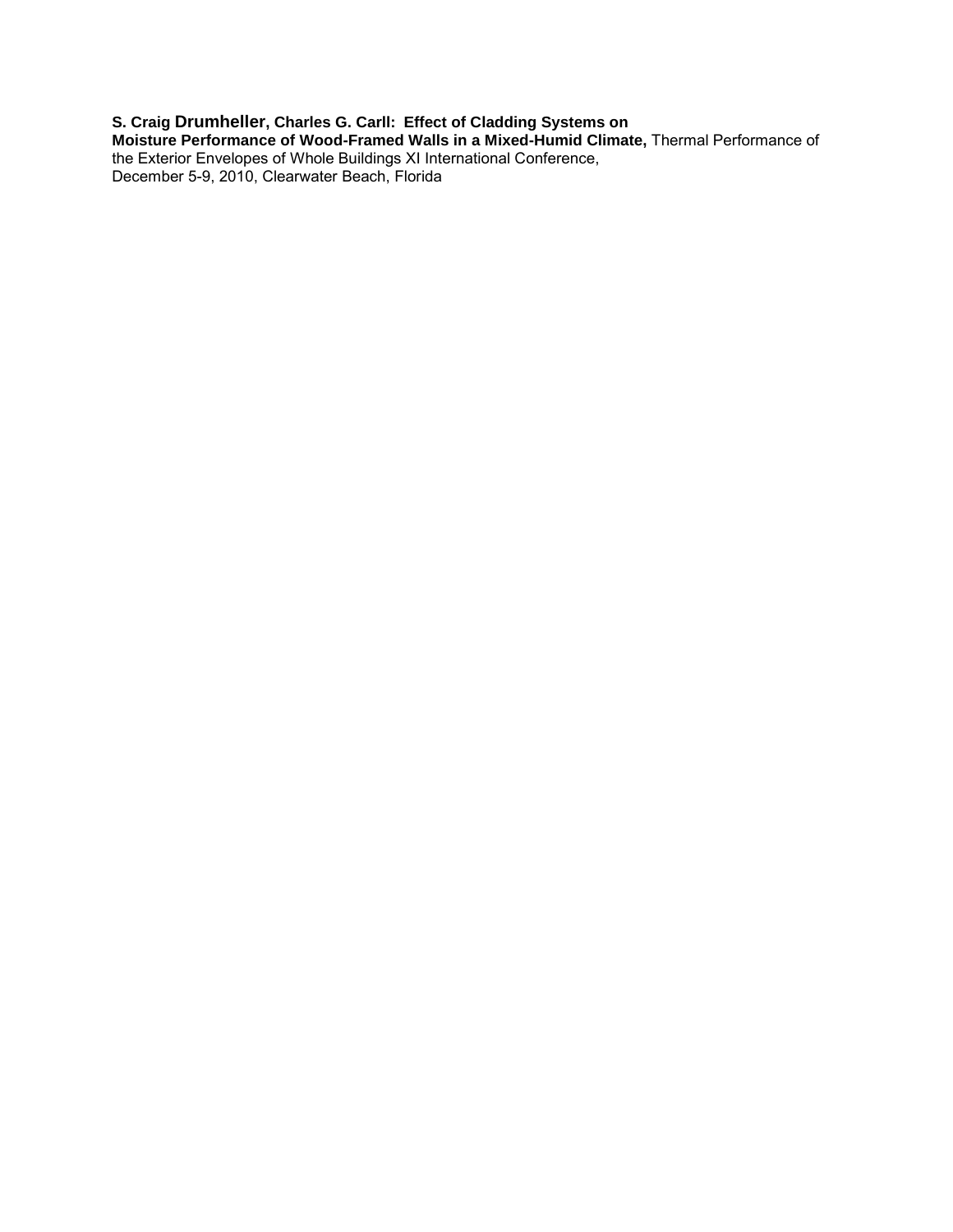**S. Craig Drumheller, Charles G. Carll: Effect of Cladding Systems on Moisture Performance of Wood-Framed Walls in a Mixed-Humid Climate,** Thermal Performance of the Exterior Envelopes of Whole Buildings XI International Conference, December 5-9, 2010, Clearwater Beach, Florida